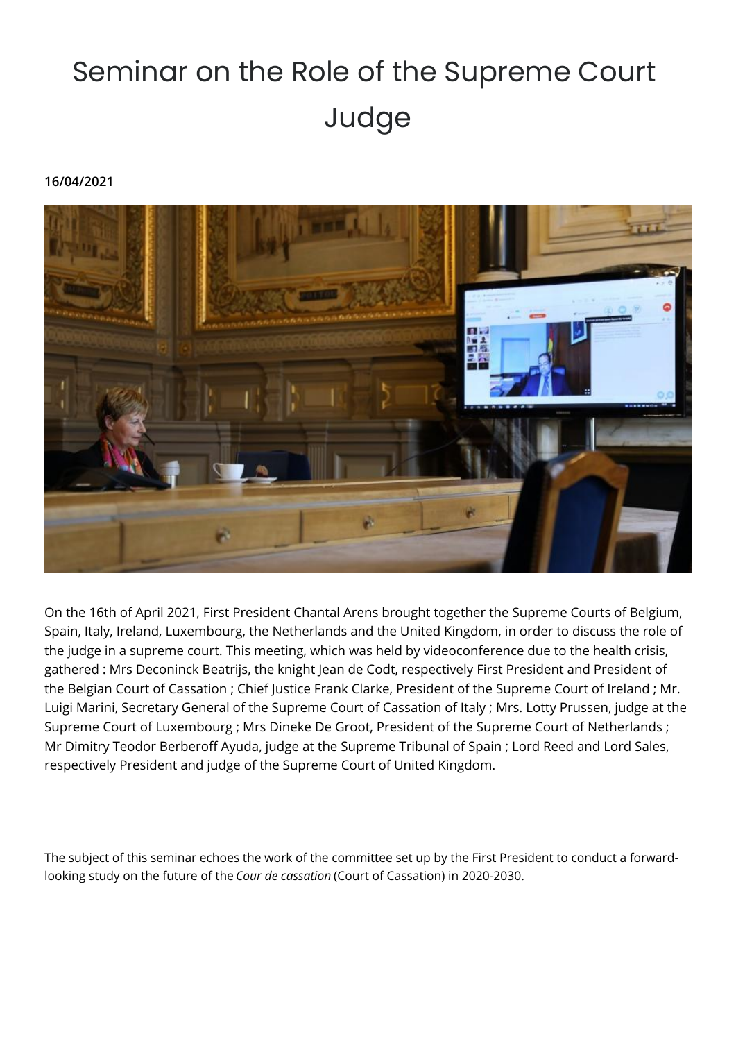# Seminar on the Role of the Supreme Court Judge

**16/04/2021**

On the 16th of April 2021, First President Chantal Arens brought together the Supreme Courts of Belgium, Spain, Italy, Ireland, Luxembourg, the Netherlands and the United Kingdom, in order to discuss the role of the judge in a supreme court. This meeting, which was held by videoconference due to the health crisis, gathered : Mrs Deconinck Beatrijs, the knight Jean de Codt, respectively First President and President of the Belgian Court of Cassation ; Chief Justice Frank Clarke, President of the Supreme Court of Ireland ; Mr. Luigi Marini, Secretary General of the Supreme Court of Cassation of Italy ; Mrs. Lotty Prussen, judge at the Supreme Court of Luxembourg ; Mrs Dineke De Groot, President of the Supreme Court of Netherlands ; Mr Dimitry Teodor Berberoff Ayuda, judge at the Supreme Tribunal of Spain ; Lord Reed and Lord Sales, respectively President and judge of the Supreme Court of United Kingdom.

The subject of this seminar echoes the work of the committee set up by the First President to conduct a forward-looking study on the future of the *Cour de cassation* (Court of Cassation) in 2020-2030.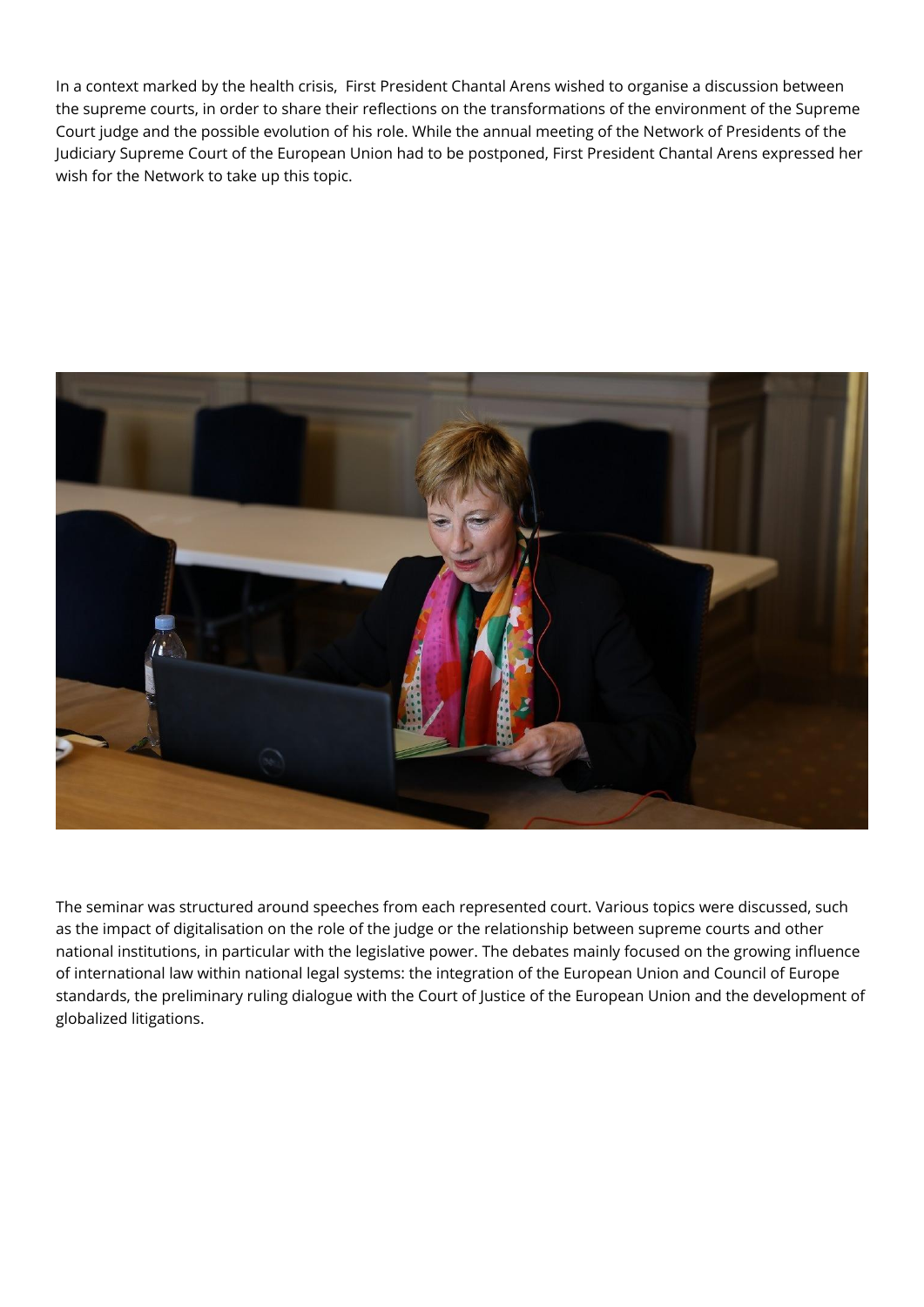In a context marked by the health crisis,  First President Chantal Arens wished to organise a discussion between the supreme courts, in order to share their reflections on the transformations of the environment of the Supreme Court judge and the possible evolution of his role. While the annual meeting of the Network of Presidents of the Judiciary Supreme Court of the European Union had to be postponed, First President Chantal Arens expressed her wish for the Network to take up this topic.

The seminar was structured around speeches from each represented court. Various topics were discussed, such as the impact of digitalisation on the role of the judge or the relationship between supreme courts and other national institutions, in particular with the legislative power. The debates mainly focused on the growing influence of international law within national legal systems: the integration of the European Union and Council of Europe standards, the preliminary ruling dialogue with the Court of Justice of the European Union and the development of globalized litigations.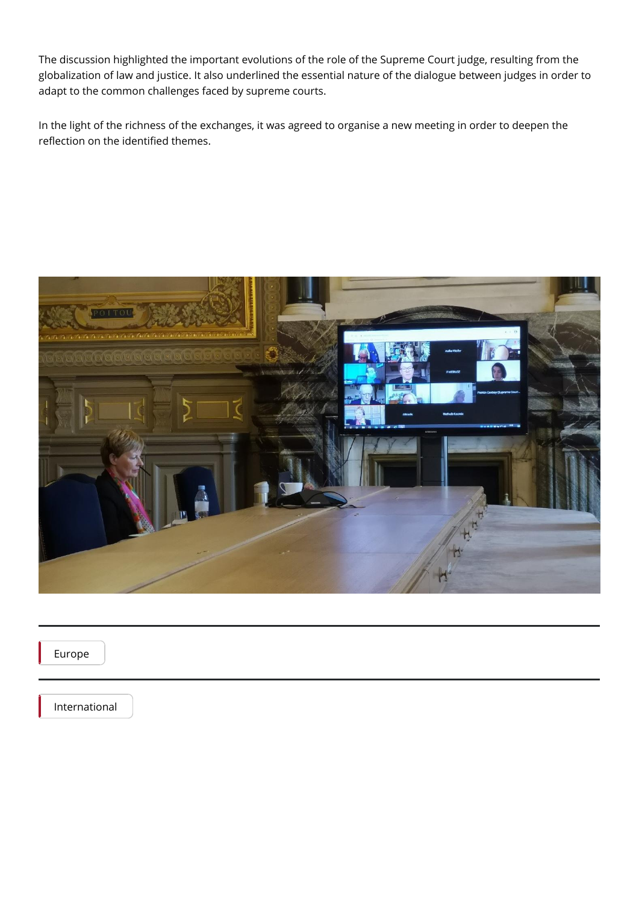The discussion highlighted the important evolutions of the role of the Supreme Court judge, resulting from the globalization of law and justice. It also underlined the essential nature of the dialogue between judges in order to adapt to the common challenges faced by supreme courts.

In the light of the richness of the exchanges, it was agreed to organise a new meeting in order to deepen the reflection on the identified themes.

Europe

International